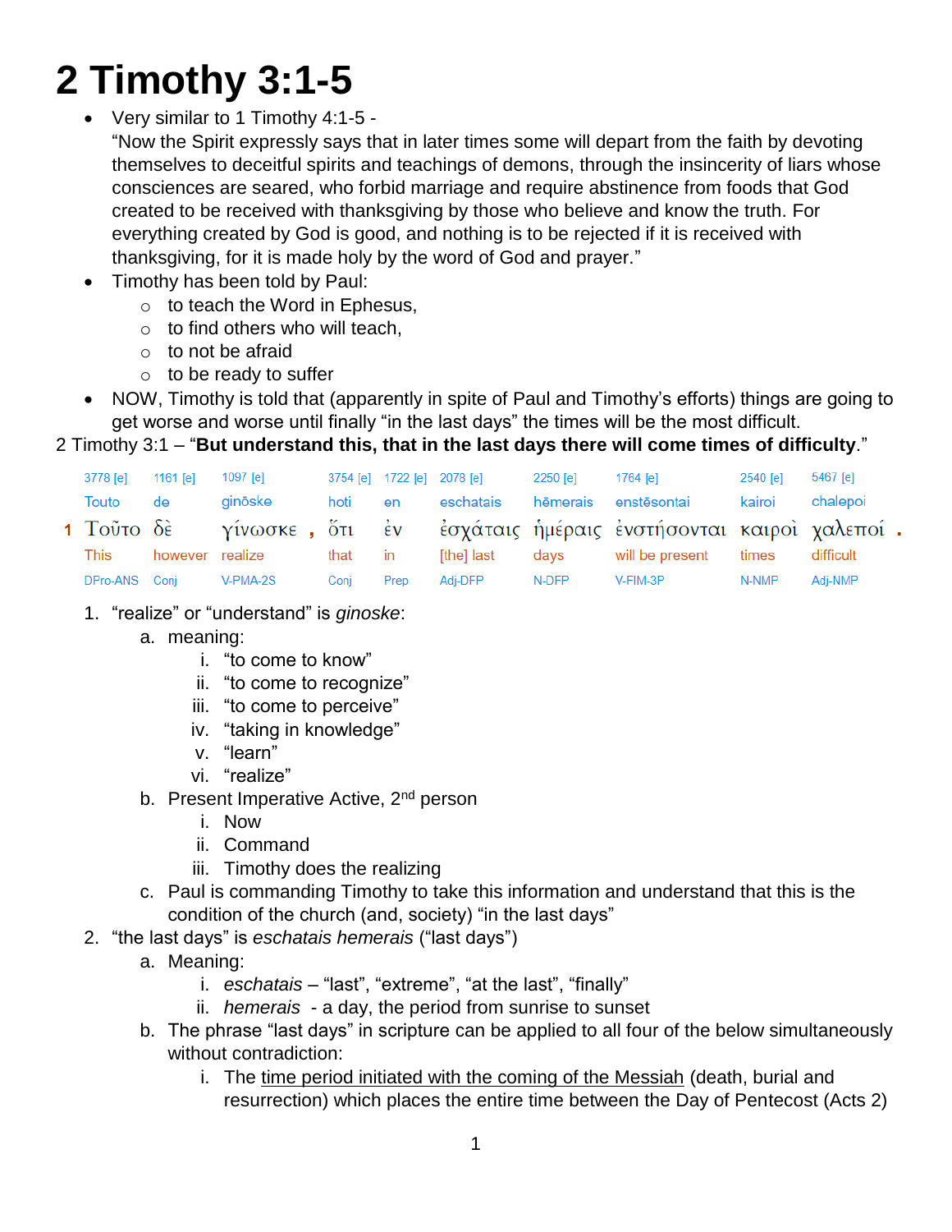# 2 Timothy 3:1-5

- Very similar to 1 Timothy 4:1-5 -
  "Now the Spirit expressly says that in later times some will depart from the faith by devoting themselves to deceitful spirits and teachings of demons, through the insincerity of liars whose consciences are seared, who forbid marriage and require abstinence from foods that God created to be received with thanksgiving by those who believe and know the truth. For everything created by God is good, and nothing is to be rejected if it is received with thanksgiving, for it is made holy by the word of God and prayer."
- Timothy has been told by Paul:
  - to teach the Word in Ephesus,
  - to find others who will teach,
  - to not be afraid
  - to be ready to suffer
- NOW, Timothy is told that (apparently in spite of Paul and Timothy's efforts) things are going to get worse and worse until finally "in the last days" the times will be the most difficult.

2 Timothy 3:1 – "**But understand this, that in the last days there will come times of difficulty**."

| | 3778 [e] | 1161 [e] | 1097 [e] | | 3754 [e] | 1722 [e] | 2078 [e] | 2250 [e] | 1764 [e] | 2540 [e] | 5467 [e] | |
|---|---|---|---|---|---|---|---|---|---|---|---|---|
| | Touto | de | ginōske | | hoti | en | eschatais | hēmerais | enstēsontai | kairoi | chalepoi | |
| 1 | Τοῦτο | δὲ | γίνωσκε | , | ὅτι | ἐν | ἐσχάταις | ἡμέραις | ἐνστήσονται | καιροὶ | χαλεποί | . |
| | This | however | realize | | that | in | [the] last | days | will be present | times | difficult | |
| | DPro-ANS | Conj | V-PMA-2S | | Conj | Prep | Adj-DFP | N-DFP | V-FIM-3P | N-NMP | Adj-NMP | |

1. "realize" or "understand" is *ginoske*:
   a. meaning:
      i. "to come to know"
      ii. "to come to recognize"
      iii. "to come to perceive"
      iv. "taking in knowledge"
      v. "learn"
      vi. "realize"
   b. Present Imperative Active, 2nd person
      i. Now
      ii. Command
      iii. Timothy does the realizing
   c. Paul is commanding Timothy to take this information and understand that this is the condition of the church (and, society) "in the last days"
2. "the last days" is *eschatais hemerais* ("last days")
   a. Meaning:
      i. *eschatais* – "last", "extreme", "at the last", "finally"
      ii. *hemerais* - a day, the period from sunrise to sunset
   b. The phrase "last days" in scripture can be applied to all four of the below simultaneously without contradiction:
      i. The time period initiated with the coming of the Messiah (death, burial and resurrection) which places the entire time between the Day of Pentecost (Acts 2)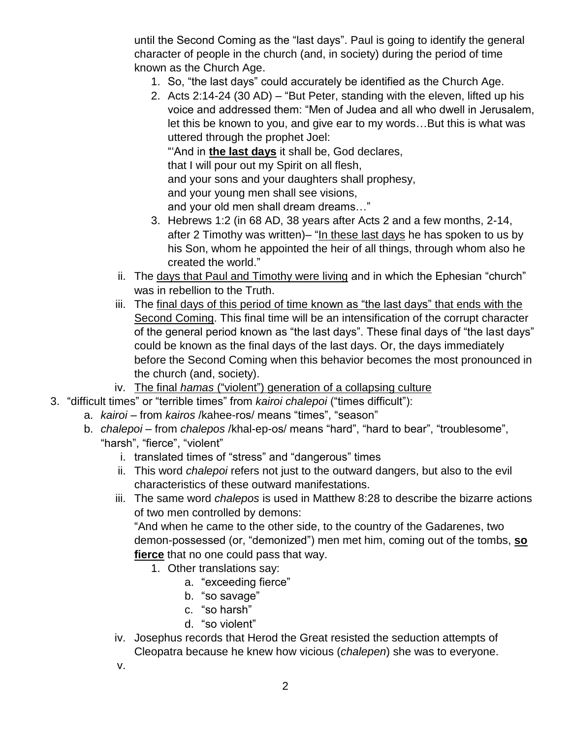until the Second Coming as the "last days". Paul is going to identify the general character of people in the church (and, in society) during the period of time known as the Church Age.

1. So, "the last days" could accurately be identified as the Church Age.
2. Acts 2:14-24 (30 AD) – "But Peter, standing with the eleven, lifted up his voice and addressed them: "Men of Judea and all who dwell in Jerusalem, let this be known to you, and give ear to my words…But this is what was uttered through the prophet Joel:
   "'And in **the last days** it shall be, God declares,
   that I will pour out my Spirit on all flesh,
   and your sons and your daughters shall prophesy,
   and your young men shall see visions,
   and your old men shall dream dreams…"
3. Hebrews 1:2 (in 68 AD, 38 years after Acts 2 and a few months, 2-14, after 2 Timothy was written)– "In these last days he has spoken to us by his Son, whom he appointed the heir of all things, through whom also he created the world."

ii. The days that Paul and Timothy were living and in which the Ephesian "church" was in rebellion to the Truth.

iii. The final days of this period of time known as "the last days" that ends with the Second Coming. This final time will be an intensification of the corrupt character of the general period known as "the last days". These final days of "the last days" could be known as the final days of the last days. Or, the days immediately before the Second Coming when this behavior becomes the most pronounced in the church (and, society).

iv. The final *hamas* ("violent") generation of a collapsing culture

3. "difficult times" or "terrible times" from *kairoi chalepoi* ("times difficult"):
   a. *kairoi* – from *kairos* /kahee-ros/ means "times", "season"
   b. *chalepoi* – from *chalepos* /khal-ep-os/ means "hard", "hard to bear", "troublesome", "harsh", "fierce", "violent"
      i. translated times of "stress" and "dangerous" times
      ii. This word *chalepoi* refers not just to the outward dangers, but also to the evil characteristics of these outward manifestations.
      iii. The same word *chalepos* is used in Matthew 8:28 to describe the bizarre actions of two men controlled by demons:
      "And when he came to the other side, to the country of the Gadarenes, two demon-possessed (or, "demonized") men met him, coming out of the tombs, **so fierce** that no one could pass that way.
         1. Other translations say:
            a. "exceeding fierce"
            b. "so savage"
            c. "so harsh"
            d. "so violent"
      iv. Josephus records that Herod the Great resisted the seduction attempts of Cleopatra because he knew how vicious (*chalepen*) she was to everyone.
      v.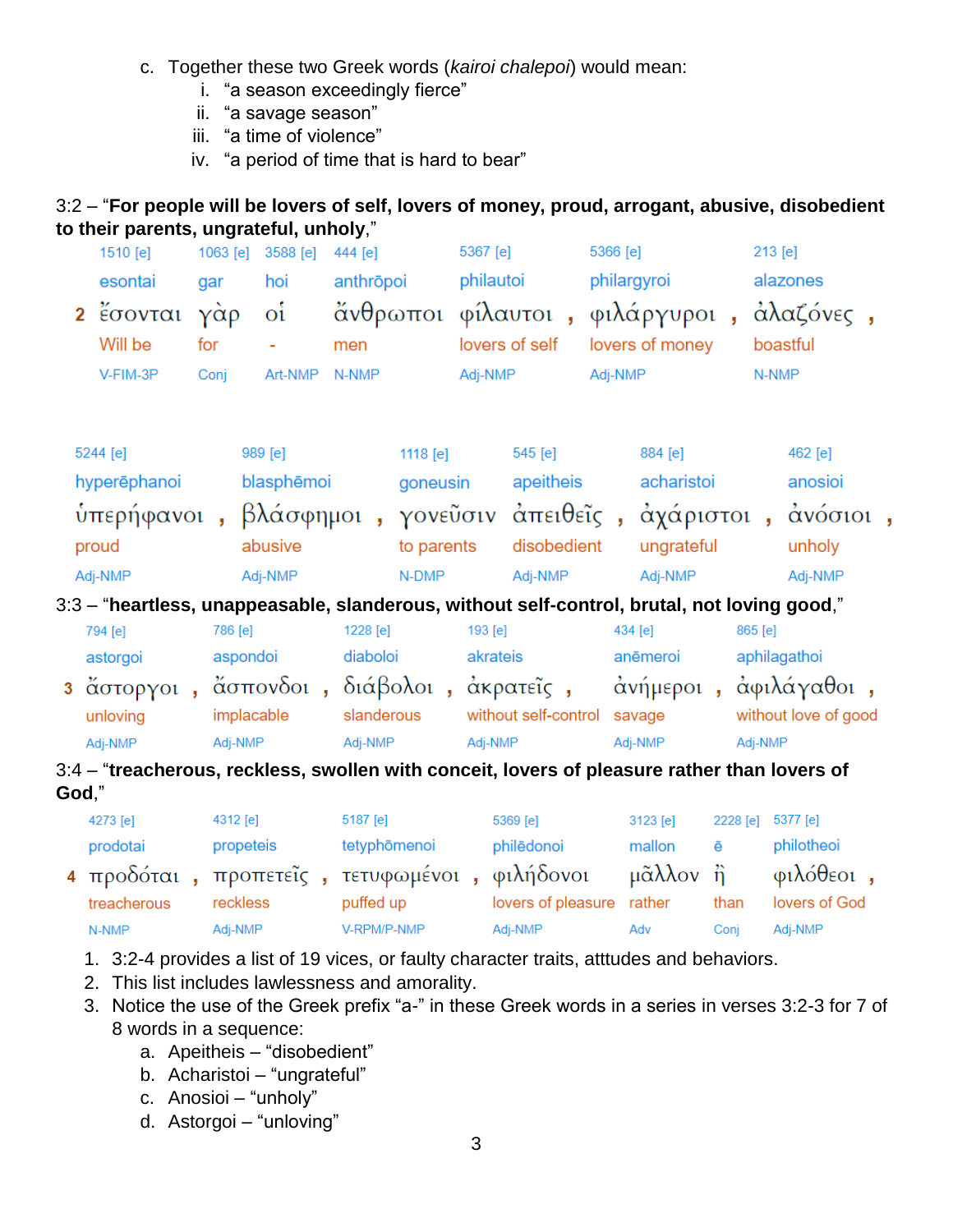c. Together these two Greek words (*kairoi chalepoi*) would mean:
   i. "a season exceedingly fierce"
   ii. "a savage season"
   iii. "a time of violence"
   iv. "a period of time that is hard to bear"

3:2 – "**For people will be lovers of self, lovers of money, proud, arrogant, abusive, disobedient to their parents, ungrateful, unholy**,"

| | 1510 [e] | 1063 [e] | 3588 [e] | 444 [e] | 5367 [e] | 5366 [e] | 213 [e] |
|---|---|---|---|---|---|---|---|
| | esontai | gar | hoi | anthrōpoi | philautoi | philargyroi | alazones |
| 2 | ἔσονται | γὰρ | οἱ | ἄνθρωποι | φίλαυτοι , | φιλάργυροι , | ἀλαζόνες , |
| | Will be | for | - | men | lovers of self | lovers of money | boastful |
| | V-FIM-3P | Conj | Art-NMP | N-NMP | Adj-NMP | Adj-NMP | N-NMP |

| 5244 [e] | 989 [e] | 1118 [e] | 545 [e] | 884 [e] | 462 [e] |
|---|---|---|---|---|---|
| hyperēphanoi | blasphēmoi | goneusin | apeitheis | acharistoi | anosioi |
| ὑπερήφανοι , | βλάσφημοι , | γονεῦσιν | ἀπειθεῖς , | ἀχάριστοι , | ἀνόσιοι , |
| proud | abusive | to parents | disobedient | ungrateful | unholy |
| Adj-NMP | Adj-NMP | N-DMP | Adj-NMP | Adj-NMP | Adj-NMP |

3:3 – "**heartless, unappeasable, slanderous, without self-control, brutal, not loving good**,"

| | 794 [e] | 786 [e] | 1228 [e] | 193 [e] | 434 [e] | 865 [e] |
|---|---|---|---|---|---|---|
| | astorgoi | aspondoi | diaboloi | akrateis | anēmeroi | aphilagathoi |
| 3 | ἄστοργοι , | ἄσπονδοι , | διάβολοι , | ἀκρατεῖς , | ἀνήμεροι , | ἀφιλάγαθοι , |
| | unloving | implacable | slanderous | without self-control | savage | without love of good |
| | Adj-NMP | Adj-NMP | Adj-NMP | Adj-NMP | Adj-NMP | Adj-NMP |

3:4 – "**treacherous, reckless, swollen with conceit, lovers of pleasure rather than lovers of God**,"

| | 4273 [e] | 4312 [e] | 5187 [e] | 5369 [e] | 3123 [e] | 2228 [e] | 5377 [e] |
|---|---|---|---|---|---|---|---|
| | prodotai | propeteis | tetyphōmenoi | philēdonoi | mallon | ē | philotheoi |
| 4 | προδόται , | προπετεῖς , | τετυφωμένοι , | φιλήδονοι | μᾶλλον | ἢ | φιλόθεοι , |
| | treacherous | reckless | puffed up | lovers of pleasure | rather | than | lovers of God |
| | N-NMP | Adj-NMP | V-RPM/P-NMP | Adj-NMP | Adv | Conj | Adj-NMP |

1. 3:2-4 provides a list of 19 vices, or faulty character traits, atttudes and behaviors.
2. This list includes lawlessness and amorality.
3. Notice the use of the Greek prefix "a-" in these Greek words in a series in verses 3:2-3 for 7 of 8 words in a sequence:
   a. Apeitheis – "disobedient"
   b. Acharistoi – "ungrateful"
   c. Anosioi – "unholy"
   d. Astorgoi – "unloving"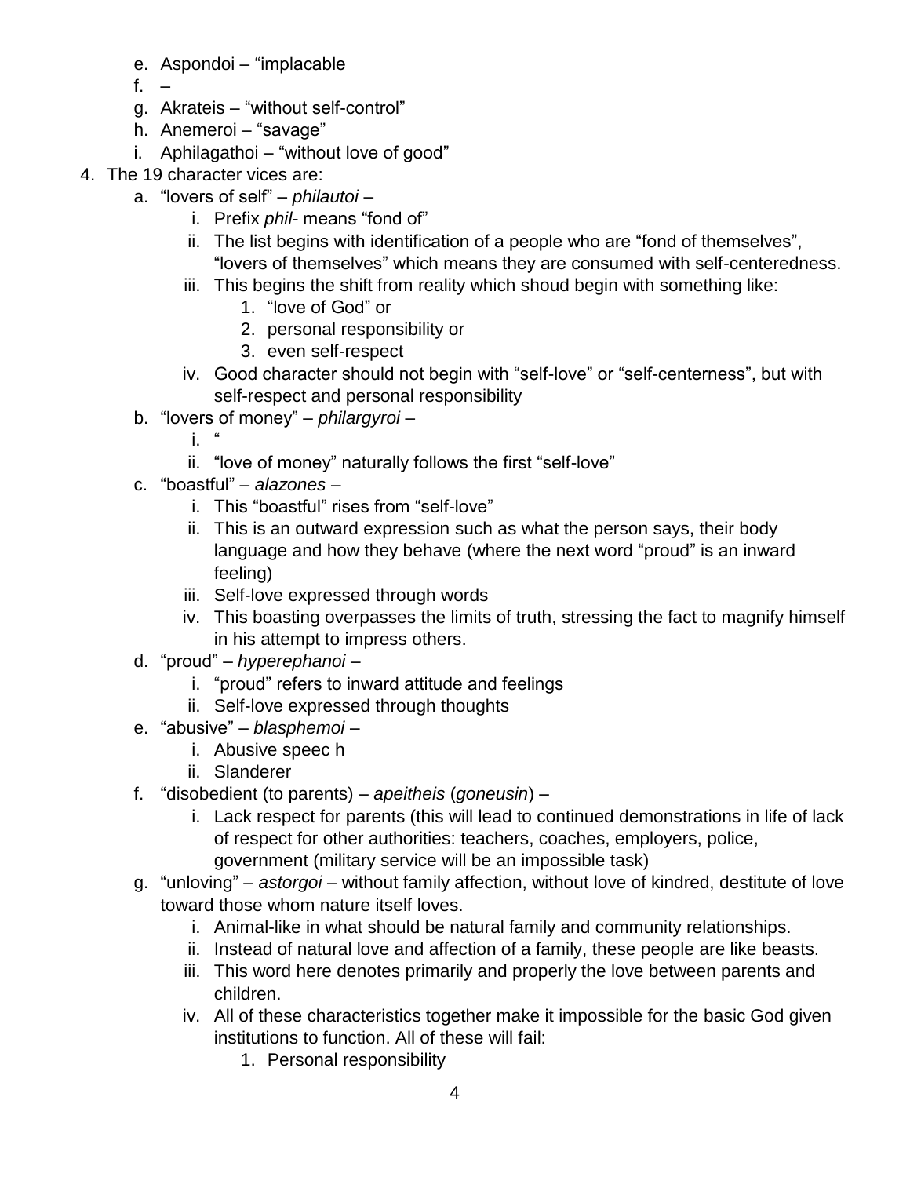e. Aspondoi – "implacable
   f. –
   g. Akrateis – "without self-control"
   h. Anemeroi – "savage"
   i. Aphilagathoi – "without love of good"

4. The 19 character vices are:
   a. "lovers of self" – *philautoi* –
      i. Prefix *phil-* means "fond of"
      ii. The list begins with identification of a people who are "fond of themselves", "lovers of themselves" which means they are consumed with self-centeredness.
      iii. This begins the shift from reality which shoud begin with something like:
         1. "love of God" or
         2. personal responsibility or
         3. even self-respect
      iv. Good character should not begin with "self-love" or "self-centerness", but with self-respect and personal responsibility
   b. "lovers of money" – *philargyroi* –
      i. "
      ii. "love of money" naturally follows the first "self-love"
   c. "boastful" – *alazones* –
      i. This "boastful" rises from "self-love"
      ii. This is an outward expression such as what the person says, their body language and how they behave (where the next word "proud" is an inward feeling)
      iii. Self-love expressed through words
      iv. This boasting overpasses the limits of truth, stressing the fact to magnify himself in his attempt to impress others.
   d. "proud" – *hyperephanoi* –
      i. "proud" refers to inward attitude and feelings
      ii. Self-love expressed through thoughts
   e. "abusive" – *blasphemoi* –
      i. Abusive speec h
      ii. Slanderer
   f. "disobedient (to parents) – *apeitheis* (*goneusin*) –
      i. Lack respect for parents (this will lead to continued demonstrations in life of lack of respect for other authorities: teachers, coaches, employers, police, government (military service will be an impossible task)
   g. "unloving" – *astorgoi* – without family affection, without love of kindred, destitute of love toward those whom nature itself loves.
      i. Animal-like in what should be natural family and community relationships.
      ii. Instead of natural love and affection of a family, these people are like beasts.
      iii. This word here denotes primarily and properly the love between parents and children.
      iv. All of these characteristics together make it impossible for the basic God given institutions to function. All of these will fail:
         1. Personal responsibility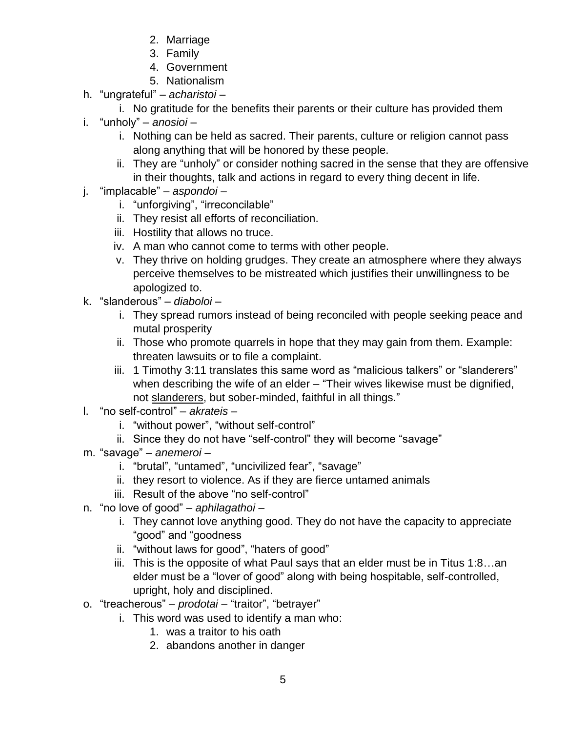2. Marriage
      3. Family
      4. Government
      5. Nationalism

h. "ungrateful" – *acharistoi* –
   i. No gratitude for the benefits their parents or their culture has provided them

i. "unholy" – *anosioi* –
   i. Nothing can be held as sacred. Their parents, culture or religion cannot pass along anything that will be honored by these people.
   ii. They are "unholy" or consider nothing sacred in the sense that they are offensive in their thoughts, talk and actions in regard to every thing decent in life.

j. "implacable" – *aspondoi* –
   i. "unforgiving", "irreconcilable"
   ii. They resist all efforts of reconciliation.
   iii. Hostility that allows no truce.
   iv. A man who cannot come to terms with other people.
   v. They thrive on holding grudges. They create an atmosphere where they always perceive themselves to be mistreated which justifies their unwillingness to be apologized to.

k. "slanderous" – *diaboloi* –
   i. They spread rumors instead of being reconciled with people seeking peace and mutal prosperity
   ii. Those who promote quarrels in hope that they may gain from them. Example: threaten lawsuits or to file a complaint.
   iii. 1 Timothy 3:11 translates this same word as "malicious talkers" or "slanderers" when describing the wife of an elder – "Their wives likewise must be dignified, not <u>slanderers</u>, but sober-minded, faithful in all things."

l. "no self-control" – *akrateis* –
   i. "without power", "without self-control"
   ii. Since they do not have "self-control" they will become "savage"

m. "savage" – *anemeroi* –
   i. "brutal", "untamed", "uncivilized fear", "savage"
   ii. they resort to violence. As if they are fierce untamed animals
   iii. Result of the above "no self-control"

n. "no love of good" – *aphilagathoi* –
   i. They cannot love anything good. They do not have the capacity to appreciate "good" and "goodness
   ii. "without laws for good", "haters of good"
   iii. This is the opposite of what Paul says that an elder must be in Titus 1:8…an elder must be a "lover of good" along with being hospitable, self-controlled, upright, holy and disciplined.

o. "treacherous" – *prodotai* – "traitor", "betrayer"
   i. This word was used to identify a man who:
      1. was a traitor to his oath
      2. abandons another in danger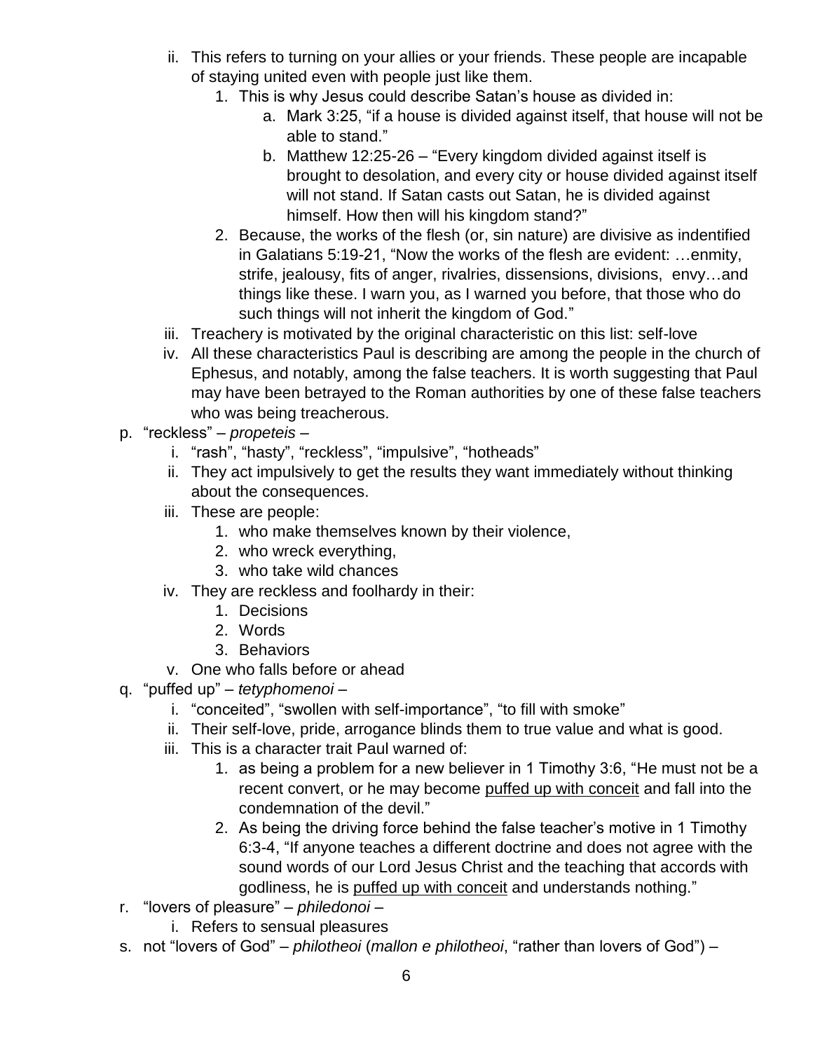- ii. This refers to turning on your allies or your friends. These people are incapable of staying united even with people just like them.
  1. This is why Jesus could describe Satan's house as divided in:
     - a. Mark 3:25, "if a house is divided against itself, that house will not be able to stand."
     - b. Matthew 12:25-26 – "Every kingdom divided against itself is brought to desolation, and every city or house divided against itself will not stand. If Satan casts out Satan, he is divided against himself. How then will his kingdom stand?"
  2. Because, the works of the flesh (or, sin nature) are divisive as indentified in Galatians 5:19-21, "Now the works of the flesh are evident: …enmity, strife, jealousy, fits of anger, rivalries, dissensions, divisions, envy…and things like these. I warn you, as I warned you before, that those who do such things will not inherit the kingdom of God."
- iii. Treachery is motivated by the original characteristic on this list: self-love
- iv. All these characteristics Paul is describing are among the people in the church of Ephesus, and notably, among the false teachers. It is worth suggesting that Paul may have been betrayed to the Roman authorities by one of these false teachers who was being treacherous.

p. "reckless" – *propeteis* –
- i. "rash", "hasty", "reckless", "impulsive", "hotheads"
- ii. They act impulsively to get the results they want immediately without thinking about the consequences.
- iii. These are people:
  1. who make themselves known by their violence,
  2. who wreck everything,
  3. who take wild chances
- iv. They are reckless and foolhardy in their:
  1. Decisions
  2. Words
  3. Behaviors
- v. One who falls before or ahead

q. "puffed up" – *tetyphomenoi* –
- i. "conceited", "swollen with self-importance", "to fill with smoke"
- ii. Their self-love, pride, arrogance blinds them to true value and what is good.
- iii. This is a character trait Paul warned of:
  1. as being a problem for a new believer in 1 Timothy 3:6, "He must not be a recent convert, or he may become <u>puffed up with conceit</u> and fall into the condemnation of the devil."
  2. As being the driving force behind the false teacher's motive in 1 Timothy 6:3-4, "If anyone teaches a different doctrine and does not agree with the sound words of our Lord Jesus Christ and the teaching that accords with godliness, he is <u>puffed up with conceit</u> and understands nothing."

r. "lovers of pleasure" – *philedonoi* –
- i. Refers to sensual pleasures

s. not "lovers of God" – *philotheoi* (*mallon e philotheoi*, "rather than lovers of God") –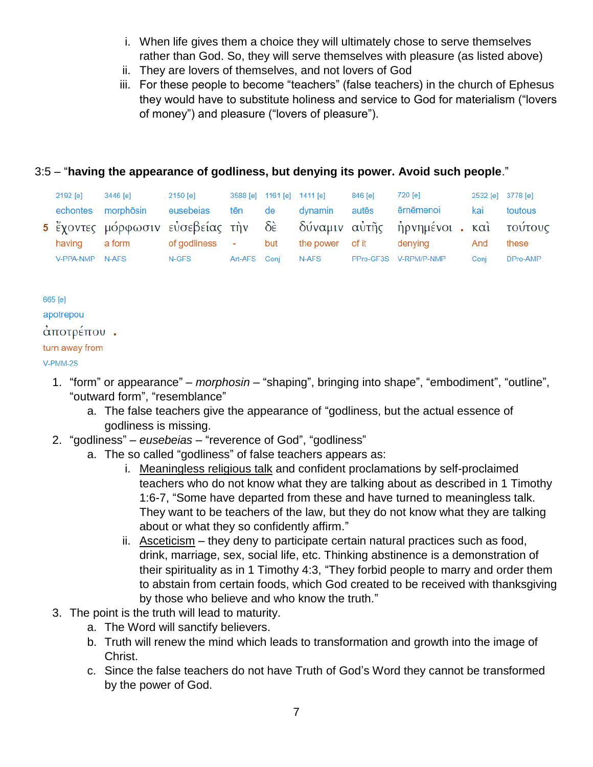i. When life gives them a choice they will ultimately chose to serve themselves rather than God. So, they will serve themselves with pleasure (as listed above)
ii. They are lovers of themselves, and not lovers of God
iii. For these people to become "teachers" (false teachers) in the church of Ephesus they would have to substitute holiness and service to God for materialism ("lovers of money") and pleasure ("lovers of pleasure").

3:5 – "**having the appearance of godliness, but denying its power. Avoid such people**."

| | 2192 [e] | 3446 [e] | 2150 [e] | 3588 [e] | 1161 [e] | 1411 [e] | 846 [e] | 720 [e] | | 2532 [e] | 3778 [e] |
|---|---|---|---|---|---|---|---|---|---|---|---|
| | echontes | morphōsin | eusebeias | tēn | de | dynamin | autēs | ērnēmenoi | | kai | toutous |
| 5 | ἔχοντες | μόρφωσιν | εὐσεβείας | τὴν | δὲ | δύναμιν | αὐτῆς | ἠρνημένοι | . | καὶ | τούτους |
| | having | a form | of godliness | - | but | the power | of it | denying | | And | these |
| | V-PPA-NMP | N-AFS | N-GFS | Art-AFS | Conj | N-AFS | PPro-GF3S | V-RPM/P-NMP | | Conj | DPro-AMP |

| 665 [e] | |
|---|---|
| apotrepou | |
| ἀποτρέπου | . |
| turn away from | |
| V-PMM-2S | |

1. "form" or appearance" – *morphosin* – "shaping", bringing into shape", "embodiment", "outline", "outward form", "resemblance"
   a. The false teachers give the appearance of "godliness, but the actual essence of godliness is missing.
2. "godliness" – *eusebeias* – "reverence of God", "godliness"
   a. The so called "godliness" of false teachers appears as:
      i. <u>Meaningless religious talk</u> and confident proclamations by self-proclaimed teachers who do not know what they are talking about as described in 1 Timothy 1:6-7, "Some have departed from these and have turned to meaningless talk. They want to be teachers of the law, but they do not know what they are talking about or what they so confidently affirm."
      ii. <u>Asceticism</u> – they deny to participate certain natural practices such as food, drink, marriage, sex, social life, etc. Thinking abstinence is a demonstration of their spirituality as in 1 Timothy 4:3, "They forbid people to marry and order them to abstain from certain foods, which God created to be received with thanksgiving by those who believe and who know the truth."
3. The point is the truth will lead to maturity.
   a. The Word will sanctify believers.
   b. Truth will renew the mind which leads to transformation and growth into the image of Christ.
   c. Since the false teachers do not have Truth of God's Word they cannot be transformed by the power of God.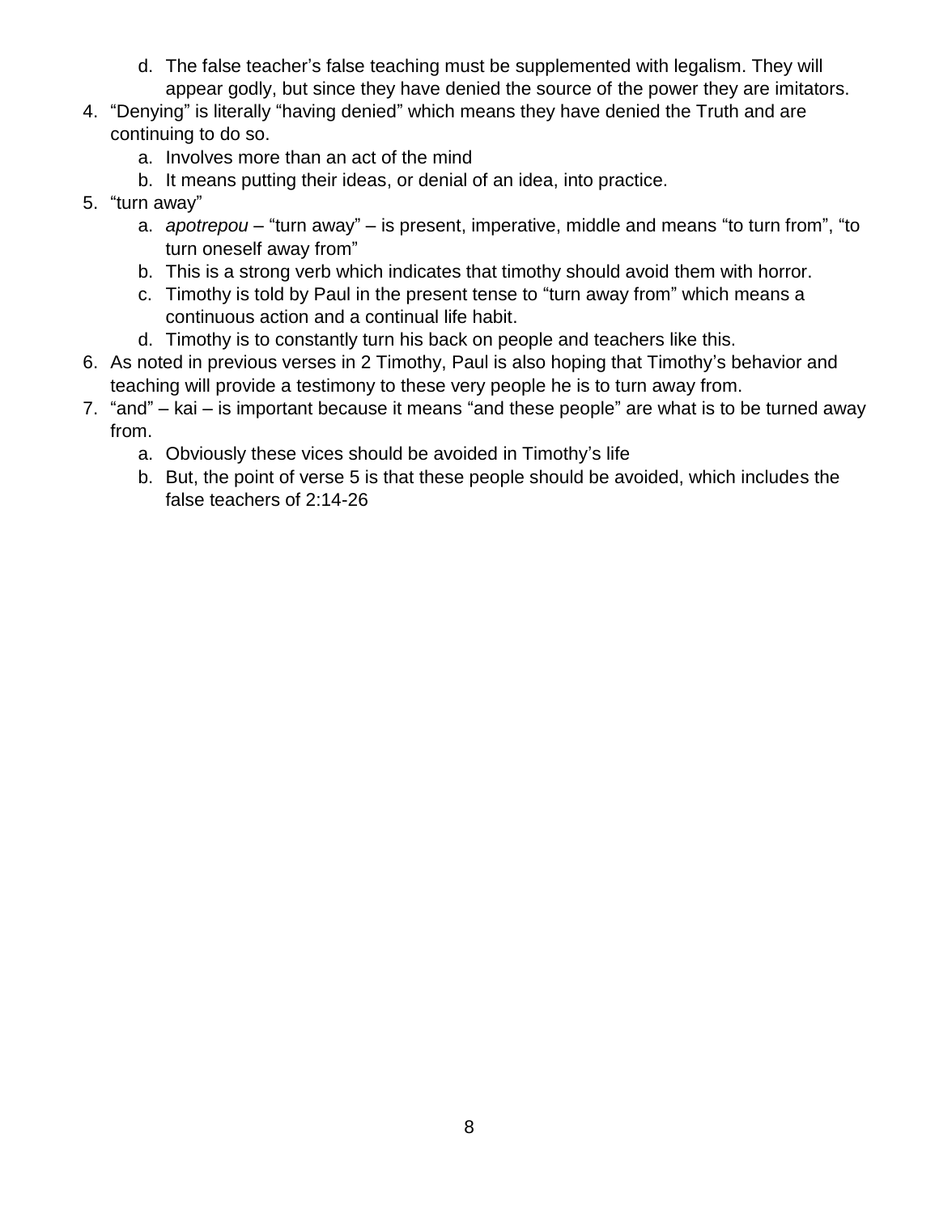d. The false teacher's false teaching must be supplemented with legalism. They will appear godly, but since they have denied the source of the power they are imitators.

4. "Denying" is literally "having denied" which means they have denied the Truth and are continuing to do so.
   a. Involves more than an act of the mind
   b. It means putting their ideas, or denial of an idea, into practice.
5. "turn away"
   a. *apotrepou* – "turn away" – is present, imperative, middle and means "to turn from", "to turn oneself away from"
   b. This is a strong verb which indicates that timothy should avoid them with horror.
   c. Timothy is told by Paul in the present tense to "turn away from" which means a continuous action and a continual life habit.
   d. Timothy is to constantly turn his back on people and teachers like this.
6. As noted in previous verses in 2 Timothy, Paul is also hoping that Timothy's behavior and teaching will provide a testimony to these very people he is to turn away from.
7. "and" – kai – is important because it means "and these people" are what is to be turned away from.
   a. Obviously these vices should be avoided in Timothy's life
   b. But, the point of verse 5 is that these people should be avoided, which includes the false teachers of 2:14-26